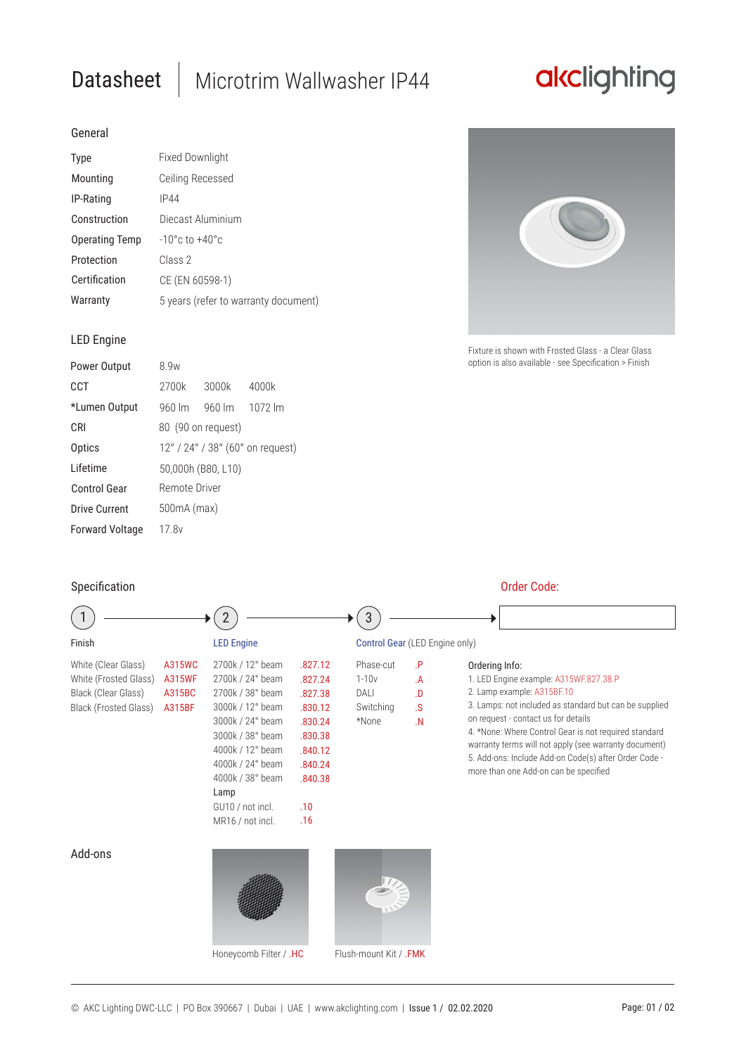# Datasheet | Microtrim Wallwasher IP44

akclighting

## General

| | |
|---|---|
| Type | Fixed Downlight |
| Mounting | Ceiling Recessed |
| IP-Rating | IP44 |
| Construction | Diecast Aluminium |
| Operating Temp | -10°c to +40°c |
| Protection | Class 2 |
| Certification | CE (EN 60598-1) |
| Warranty | 5 years (refer to warranty document) |

Fixture is shown with Frosted Glass - a Clear Glass option is also available - see Specification > Finish

## LED Engine

| | | | |
|---|---|---|---|
| Power Output | 8.9w | | |
| CCT | 2700k | 3000k | 4000k |
| *Lumen Output | 960 lm | 960 lm | 1072 lm |
| CRI | 80 (90 on request) | | |
| Optics | 12° / 24° / 38° (60° on request) | | |
| Lifetime | 50,000h (B80, L10) | | |
| Control Gear | Remote Driver | | |
| Drive Current | 500mA (max) | | |
| Forward Voltage | 17.8v | | |

## Specification

1 → 2 → 3 → **Order Code:**

**1. Finish**

| | |
|---|---|
| White (Clear Glass) | A315WC |
| White (Frosted Glass) | A315WF |
| Black (Clear Glass) | A315BC |
| Black (Frosted Glass) | A315BF |

**2. LED Engine**

| | |
|---|---|
| 2700k / 12° beam | .827.12 |
| 2700k / 24° beam | .827.24 |
| 2700k / 38° beam | .827.38 |
| 3000k / 12° beam | .830.12 |
| 3000k / 24° beam | .830.24 |
| 3000k / 38° beam | .830.38 |
| 4000k / 12° beam | .840.12 |
| 4000k / 24° beam | .840.24 |
| 4000k / 38° beam | .840.38 |
| **Lamp** | |
| GU10 / not incl. | .10 |
| MR16 / not incl. | .16 |

**3. Control Gear** (LED Engine only)

| | |
|---|---|
| Phase-cut | .P |
| 1-10v | .A |
| DALI | .D |
| Switching | .S |
| *None | .N |

**Ordering Info:**

1. LED Engine example: A315WF.827.38.P
2. Lamp example: A315BF.10
3. Lamps: not included as standard but can be supplied on request - contact us for details
4. *None: Where Control Gear is not required standard warranty terms will not apply (see warranty document)
5. Add-ons: Include Add-on Code(s) after Order Code - more than one Add-on can be specified

## Add-ons

Honeycomb Filter / .HC

Flush-mount Kit / .FMK

© AKC Lighting DWC-LLC | PO Box 390667 | Dubai | UAE | www.akclighting.com | Issue 1 / 02.02.2020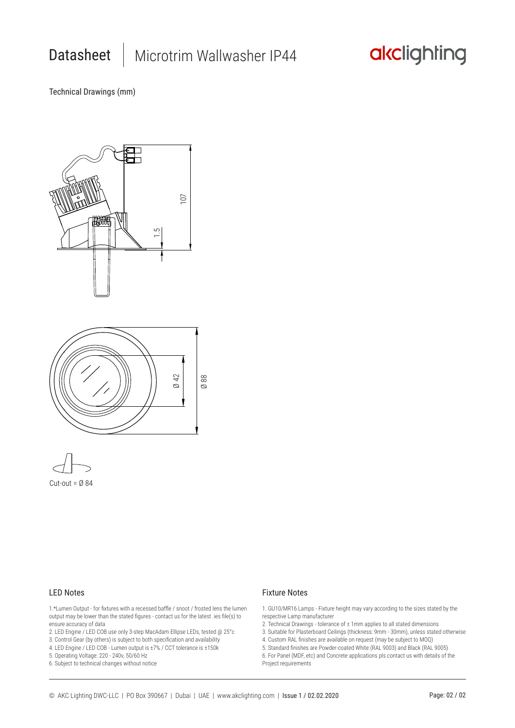Datasheet | Microtrim Wallwasher IP44

## Technical Drawings (mm)

107

1.5

Ø 42

Ø 88

Cut-out = Ø 84

## LED Notes

1.*Lumen Output - for fixtures with a recessed baffle / snoot / frosted lens the lumen output may be lower than the stated figures - contact us for the latest .ies file(s) to ensure accuracy of data
2. LED Engine / LED COB use only 3-step MacAdam Ellipse LEDs, tested @ 25°c
3. Control Gear (by others) is subject to both specification and availability
4. LED Engine / LED COB - Lumen output is ±7% / CCT tolerance is ±150k
5. Operating Voltage: 220 - 240v, 50/60 Hz
6. Subject to technical changes without notice

## Fixture Notes

1. GU10/MR16 Lamps - Fixture height may vary according to the sizes stated by the respective Lamp manufacturer
2. Technical Drawings - tolerance of ± 1mm applies to all stated dimensions
3. Suitable for Plasterboard Ceilings (thickness: 9mm - 30mm), unless stated otherwise
4. Custom RAL finishes are available on request (may be subject to MOQ)
5. Standard finishes are Powder-coated White (RAL 9003) and Black (RAL 9005)
6. For Panel (MDF, etc) and Concrete applications pls contact us with details of the Project requirements

© AKC Lighting DWC-LLC | PO Box 390667 | Dubai | UAE | www.akclighting.com | Issue 1 / 02.02.2020